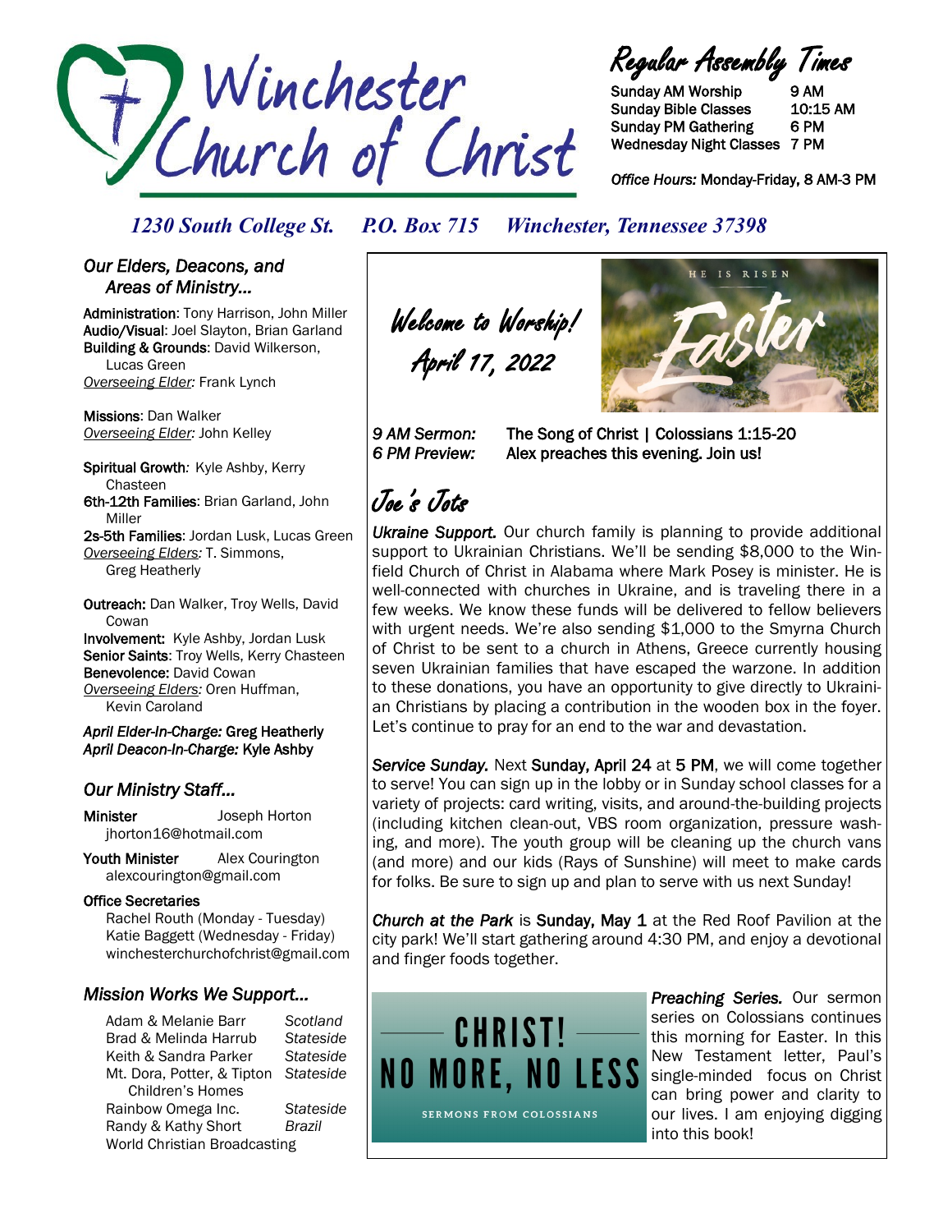# Winchester Church of Christ

## Regular Assembly Times

| | |
|---|---|
| Sunday AM Worship | 9 AM |
| Sunday Bible Classes | 10:15 AM |
| Sunday PM Gathering | 6 PM |
| Wednesday Night Classes | 7 PM |

*Office Hours:* Monday-Friday, 8 AM-3 PM

*1230 South College St. P.O. Box 715 Winchester, Tennessee 37398*

### *Our Elders, Deacons, and Areas of Ministry...*

**Administration**: Tony Harrison, John Miller
**Audio/Visual**: Joel Slayton, Brian Garland
**Building & Grounds**: David Wilkerson, Lucas Green
*Overseeing Elder:* Frank Lynch

**Missions**: Dan Walker
*Overseeing Elder:* John Kelley

**Spiritual Growth**: Kyle Ashby, Kerry Chasteen
**6th-12th Families**: Brian Garland, John Miller
**2s-5th Families**: Jordan Lusk, Lucas Green
*Overseeing Elders:* T. Simmons, Greg Heatherly

**Outreach:** Dan Walker, Troy Wells, David Cowan
**Involvement:** Kyle Ashby, Jordan Lusk
**Senior Saints**: Troy Wells, Kerry Chasteen
**Benevolence:** David Cowan
*Overseeing Elders:* Oren Huffman, Kevin Caroland

*April Elder-In-Charge:* Greg Heatherly
*April Deacon-In-Charge:* Kyle Ashby

### *Our Ministry Staff...*

**Minister** Joseph Horton
jhorton16@hotmail.com

**Youth Minister** Alex Courington
alexcourington@gmail.com

**Office Secretaries**
Rachel Routh (Monday - Tuesday)
Katie Baggett (Wednesday - Friday)
winchesterchurchofchrist@gmail.com

### *Mission Works We Support...*

| | |
|---|---|
| Adam & Melanie Barr | *Scotland* |
| Brad & Melinda Harrub | *Stateside* |
| Keith & Sandra Parker | *Stateside* |
| Mt. Dora, Potter, & Tipton Children's Homes | *Stateside* |
| Rainbow Omega Inc. | *Stateside* |
| Randy & Kathy Short | *Brazil* |
| World Christian Broadcasting | |

## Welcome to Worship! April 17, 2022

HE IS RISEN
Easter

*9 AM Sermon:* The Song of Christ | Colossians 1:15-20
*6 PM Preview:* Alex preaches this evening. Join us!

## Joe's Jots

***Ukraine Support.*** Our church family is planning to provide additional support to Ukrainian Christians. We'll be sending $8,000 to the Winfield Church of Christ in Alabama where Mark Posey is minister. He is well-connected with churches in Ukraine, and is traveling there in a few weeks. We know these funds will be delivered to fellow believers with urgent needs. We're also sending $1,000 to the Smyrna Church of Christ to be sent to a church in Athens, Greece currently housing seven Ukrainian families that have escaped the warzone. In addition to these donations, you have an opportunity to give directly to Ukrainian Christians by placing a contribution in the wooden box in the foyer. Let's continue to pray for an end to the war and devastation.

***Service Sunday.*** Next **Sunday, April 24** at **5 PM**, we will come together to serve! You can sign up in the lobby or in Sunday school classes for a variety of projects: card writing, visits, and around-the-building projects (including kitchen clean-out, VBS room organization, pressure washing, and more). The youth group will be cleaning up the church vans (and more) and our kids (Rays of Sunshine) will meet to make cards for folks. Be sure to sign up and plan to serve with us next Sunday!

***Church at the Park*** is **Sunday, May 1** at the Red Roof Pavilion at the city park! We'll start gathering around 4:30 PM, and enjoy a devotional and finger foods together.

CHRIST! NO MORE, NO LESS
SERMONS FROM COLOSSIANS

***Preaching Series.*** Our sermon series on Colossians continues this morning for Easter. In this New Testament letter, Paul's single-minded focus on Christ can bring power and clarity to our lives. I am enjoying digging into this book!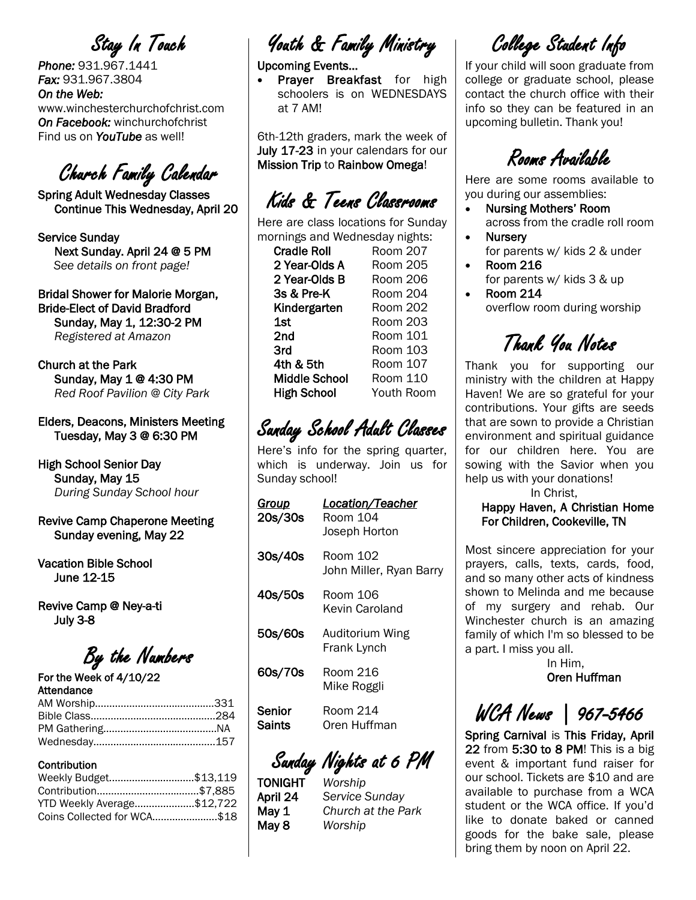## Stay In Touch

***Phone:*** 931.967.1441
***Fax:*** 931.967.3804
***On the Web:***
www.winchesterchurchofchrist.com
***On Facebook:*** winchurchofchrist
Find us on ***YouTube*** as well!

## Church Family Calendar

**Spring Adult Wednesday Classes**
**Continue This Wednesday, April 20**

**Service Sunday**
**Next Sunday. April 24 @ 5 PM**
*See details on front page!*

**Bridal Shower for Malorie Morgan, Bride-Elect of David Bradford**
**Sunday, May 1, 12:30-2 PM**
*Registered at Amazon*

**Church at the Park**
**Sunday, May 1 @ 4:30 PM**
*Red Roof Pavilion @ City Park*

**Elders, Deacons, Ministers Meeting**
**Tuesday, May 3 @ 6:30 PM**

**High School Senior Day**
**Sunday, May 15**
*During Sunday School hour*

**Revive Camp Chaperone Meeting**
**Sunday evening, May 22**

**Vacation Bible School**
**June 12-15**

**Revive Camp @ Ney-a-ti**
**July 3-8**

## By the Numbers

**For the Week of 4/10/22**

**Attendance**

| | |
|---|---|
| AM Worship | 331 |
| Bible Class | 284 |
| PM Gathering | NA |
| Wednesday | 157 |

**Contribution**

| | |
|---|---|
| Weekly Budget | $13,119 |
| Contribution | $7,885 |
| YTD Weekly Average | $12,722 |
| Coins Collected for WCA | $18 |

## Youth & Family Ministry

**Upcoming Events...**

- **Prayer Breakfast** for high schoolers is on WEDNESDAYS at 7 AM!

6th-12th graders, mark the week of **July 17-23** in your calendars for our **Mission Trip** to **Rainbow Omega**!

## Kids & Teens Classrooms

Here are class locations for Sunday mornings and Wednesday nights:

| | |
|---|---|
| **Cradle Roll** | Room 207 |
| **2 Year-Olds A** | Room 205 |
| **2 Year-Olds B** | Room 206 |
| **3s & Pre-K** | Room 204 |
| **Kindergarten** | Room 202 |
| **1st** | Room 203 |
| **2nd** | Room 101 |
| **3rd** | Room 103 |
| **4th & 5th** | Room 107 |
| **Middle School** | Room 110 |
| **High School** | Youth Room |

## Sunday School Adult Classes

Here's info for the spring quarter, which is underway. Join us for Sunday school!

| ***Group*** | ***Location/Teacher*** |
|---|---|
| **20s/30s** | Room 104<br>Joseph Horton |
| **30s/40s** | Room 102<br>John Miller, Ryan Barry |
| **40s/50s** | Room 106<br>Kevin Caroland |
| **50s/60s** | Auditorium Wing<br>Frank Lynch |
| **60s/70s** | Room 216<br>Mike Roggli |
| **Senior Saints** | Room 214<br>Oren Huffman |

## Sunday Nights at 6 PM

| | |
|---|---|
| **TONIGHT** | *Worship* |
| **April 24** | *Service Sunday* |
| **May 1** | *Church at the Park* |
| **May 8** | *Worship* |

## College Student Info

If your child will soon graduate from college or graduate school, please contact the church office with their info so they can be featured in an upcoming bulletin. Thank you!

## Rooms Available

Here are some rooms available to you during our assemblies:

- **Nursing Mothers' Room**
  across from the cradle roll room
- **Nursery**
  for parents w/ kids 2 & under
- **Room 216**
  for parents w/ kids 3 & up
- **Room 214**
  overflow room during worship

## Thank You Notes

Thank you for supporting our ministry with the children at Happy Haven! We are so grateful for your contributions. Your gifts are seeds that are sown to provide a Christian environment and spiritual guidance for our children here. You are sowing with the Savior when you help us with your donations!

In Christ,
**Happy Haven, A Christian Home For Children, Cookeville, TN**

Most sincere appreciation for your prayers, calls, texts, cards, food, and so many other acts of kindness shown to Melinda and me because of my surgery and rehab. Our Winchester church is an amazing family of which I'm so blessed to be a part. I miss you all.

In Him,
**Oren Huffman**

## WCA News | 967-5466

**Spring Carnival** is **This Friday, April 22** from **5:30 to 8 PM**! This is a big event & important fund raiser for our school. Tickets are $10 and are available to purchase from a WCA student or the WCA office. If you'd like to donate baked or canned goods for the bake sale, please bring them by noon on April 22.